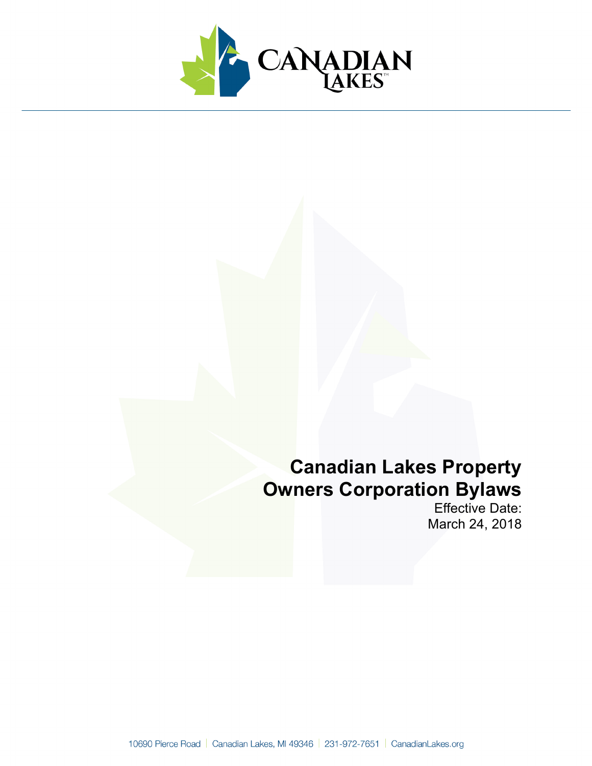# Canadian Lakes Property Owners Corporation Bylaws

Effective Date:
March 24, 2018

10690 Pierce Road | Canadian Lakes, MI 49346 | 231-972-7651 | CanadianLakes.org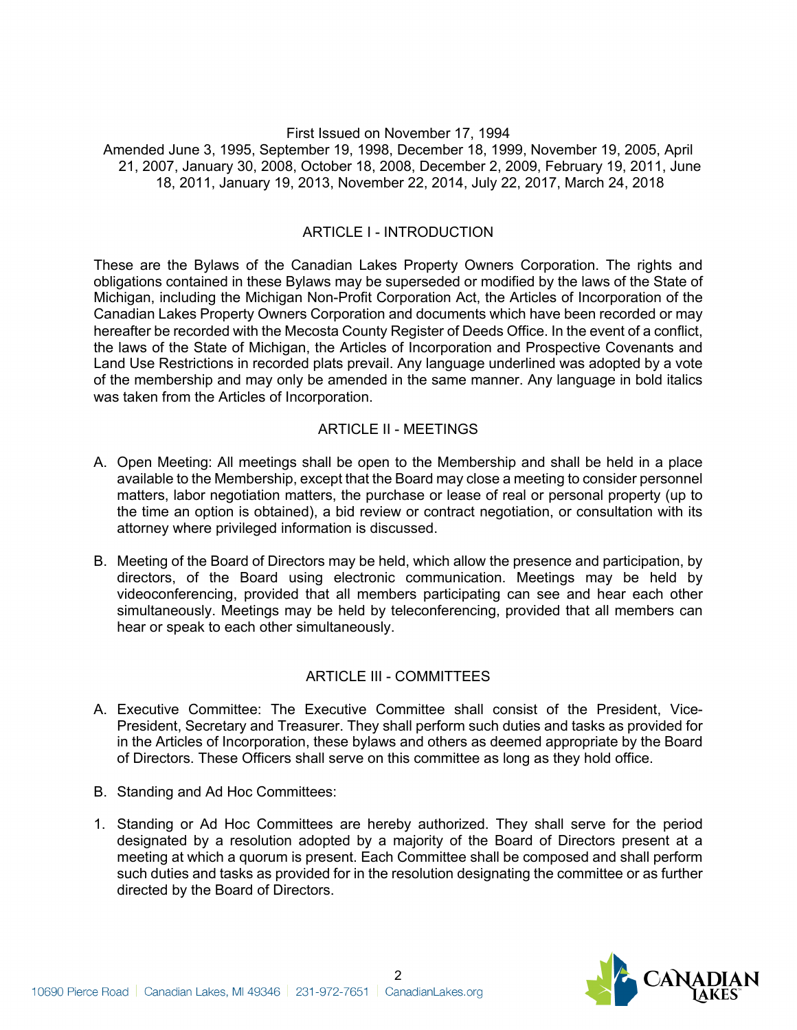First Issued on November 17, 1994

Amended June 3, 1995, September 19, 1998, December 18, 1999, November 19, 2005, April 21, 2007, January 30, 2008, October 18, 2008, December 2, 2009, February 19, 2011, June 18, 2011, January 19, 2013, November 22, 2014, July 22, 2017, March 24, 2018

## ARTICLE I - INTRODUCTION

These are the Bylaws of the Canadian Lakes Property Owners Corporation. The rights and obligations contained in these Bylaws may be superseded or modified by the laws of the State of Michigan, including the Michigan Non-Profit Corporation Act, the Articles of Incorporation of the Canadian Lakes Property Owners Corporation and documents which have been recorded or may hereafter be recorded with the Mecosta County Register of Deeds Office. In the event of a conflict, the laws of the State of Michigan, the Articles of Incorporation and Prospective Covenants and Land Use Restrictions in recorded plats prevail. Any language underlined was adopted by a vote of the membership and may only be amended in the same manner. Any language in bold italics was taken from the Articles of Incorporation.

## ARTICLE II - MEETINGS

A. Open Meeting: All meetings shall be open to the Membership and shall be held in a place available to the Membership, except that the Board may close a meeting to consider personnel matters, labor negotiation matters, the purchase or lease of real or personal property (up to the time an option is obtained), a bid review or contract negotiation, or consultation with its attorney where privileged information is discussed.

B. Meeting of the Board of Directors may be held, which allow the presence and participation, by directors, of the Board using electronic communication. Meetings may be held by videoconferencing, provided that all members participating can see and hear each other simultaneously. Meetings may be held by teleconferencing, provided that all members can hear or speak to each other simultaneously.

## ARTICLE III - COMMITTEES

A. Executive Committee: The Executive Committee shall consist of the President, Vice-President, Secretary and Treasurer. They shall perform such duties and tasks as provided for in the Articles of Incorporation, these bylaws and others as deemed appropriate by the Board of Directors. These Officers shall serve on this committee as long as they hold office.

B. Standing and Ad Hoc Committees:

1. Standing or Ad Hoc Committees are hereby authorized. They shall serve for the period designated by a resolution adopted by a majority of the Board of Directors present at a meeting at which a quorum is present. Each Committee shall be composed and shall perform such duties and tasks as provided for in the resolution designating the committee or as further directed by the Board of Directors.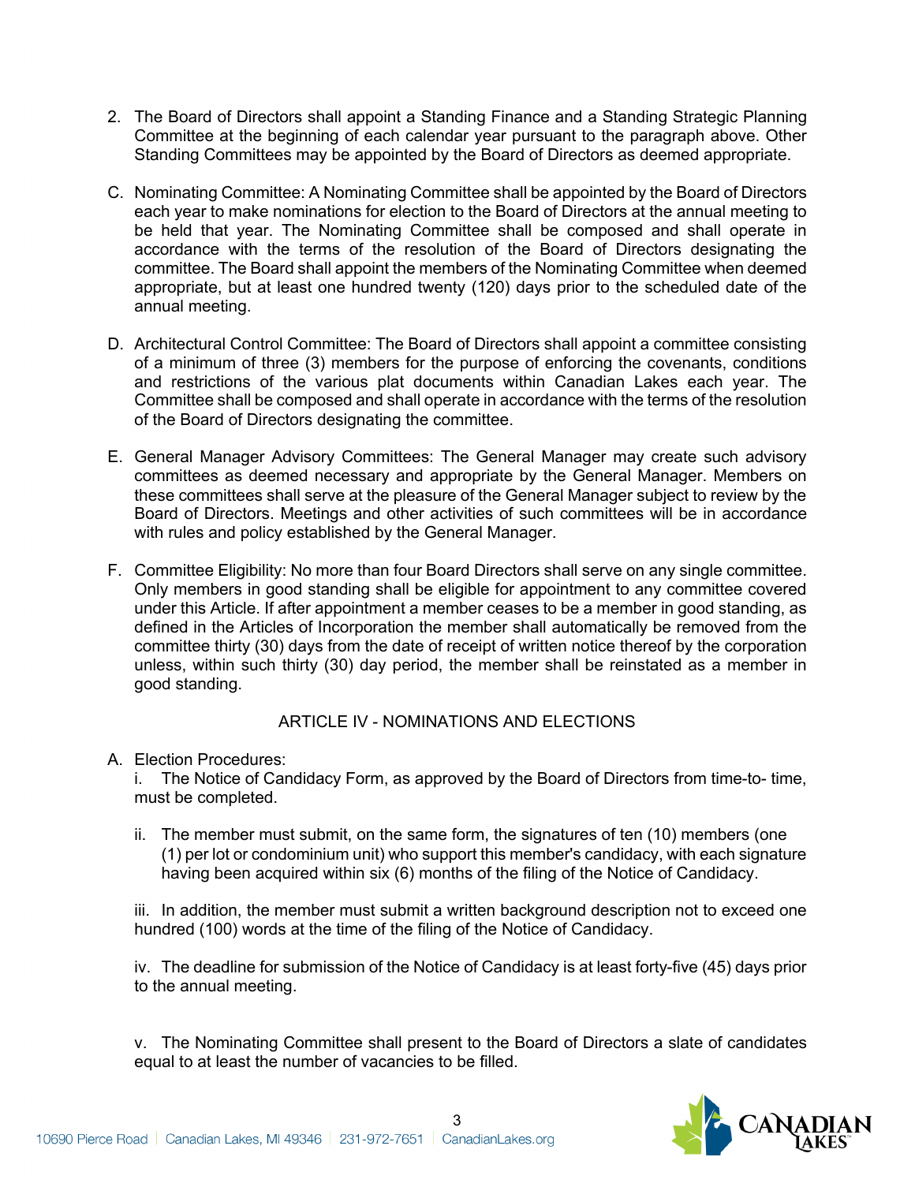2. The Board of Directors shall appoint a Standing Finance and a Standing Strategic Planning Committee at the beginning of each calendar year pursuant to the paragraph above. Other Standing Committees may be appointed by the Board of Directors as deemed appropriate.

C. Nominating Committee: A Nominating Committee shall be appointed by the Board of Directors each year to make nominations for election to the Board of Directors at the annual meeting to be held that year. The Nominating Committee shall be composed and shall operate in accordance with the terms of the resolution of the Board of Directors designating the committee. The Board shall appoint the members of the Nominating Committee when deemed appropriate, but at least one hundred twenty (120) days prior to the scheduled date of the annual meeting.

D. Architectural Control Committee: The Board of Directors shall appoint a committee consisting of a minimum of three (3) members for the purpose of enforcing the covenants, conditions and restrictions of the various plat documents within Canadian Lakes each year. The Committee shall be composed and shall operate in accordance with the terms of the resolution of the Board of Directors designating the committee.

E. General Manager Advisory Committees: The General Manager may create such advisory committees as deemed necessary and appropriate by the General Manager. Members on these committees shall serve at the pleasure of the General Manager subject to review by the Board of Directors. Meetings and other activities of such committees will be in accordance with rules and policy established by the General Manager.

F. Committee Eligibility: No more than four Board Directors shall serve on any single committee. Only members in good standing shall be eligible for appointment to any committee covered under this Article. If after appointment a member ceases to be a member in good standing, as defined in the Articles of Incorporation the member shall automatically be removed from the committee thirty (30) days from the date of receipt of written notice thereof by the corporation unless, within such thirty (30) day period, the member shall be reinstated as a member in good standing.

## ARTICLE IV - NOMINATIONS AND ELECTIONS

A. Election Procedures:

i. The Notice of Candidacy Form, as approved by the Board of Directors from time-to- time, must be completed.

ii. The member must submit, on the same form, the signatures of ten (10) members (one (1) per lot or condominium unit) who support this member's candidacy, with each signature having been acquired within six (6) months of the filing of the Notice of Candidacy.

iii. In addition, the member must submit a written background description not to exceed one hundred (100) words at the time of the filing of the Notice of Candidacy.

iv. The deadline for submission of the Notice of Candidacy is at least forty-five (45) days prior to the annual meeting.

v. The Nominating Committee shall present to the Board of Directors a slate of candidates equal to at least the number of vacancies to be filled.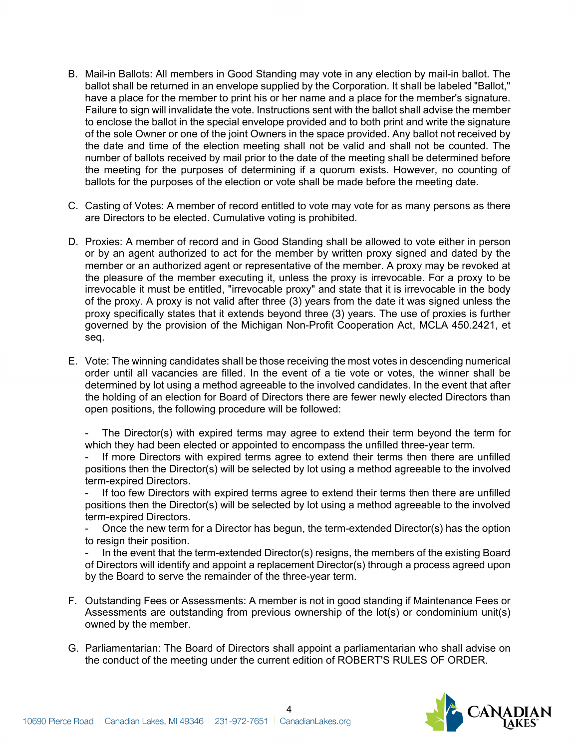B. Mail-in Ballots: All members in Good Standing may vote in any election by mail-in ballot. The ballot shall be returned in an envelope supplied by the Corporation. It shall be labeled "Ballot," have a place for the member to print his or her name and a place for the member's signature. Failure to sign will invalidate the vote. Instructions sent with the ballot shall advise the member to enclose the ballot in the special envelope provided and to both print and write the signature of the sole Owner or one of the joint Owners in the space provided. Any ballot not received by the date and time of the election meeting shall not be valid and shall not be counted. The number of ballots received by mail prior to the date of the meeting shall be determined before the meeting for the purposes of determining if a quorum exists. However, no counting of ballots for the purposes of the election or vote shall be made before the meeting date.

C. Casting of Votes: A member of record entitled to vote may vote for as many persons as there are Directors to be elected. Cumulative voting is prohibited.

D. Proxies: A member of record and in Good Standing shall be allowed to vote either in person or by an agent authorized to act for the member by written proxy signed and dated by the member or an authorized agent or representative of the member. A proxy may be revoked at the pleasure of the member executing it, unless the proxy is irrevocable. For a proxy to be irrevocable it must be entitled, "irrevocable proxy" and state that it is irrevocable in the body of the proxy. A proxy is not valid after three (3) years from the date it was signed unless the proxy specifically states that it extends beyond three (3) years. The use of proxies is further governed by the provision of the Michigan Non-Profit Cooperation Act, MCLA 450.2421, et seq.

E. Vote: The winning candidates shall be those receiving the most votes in descending numerical order until all vacancies are filled. In the event of a tie vote or votes, the winner shall be determined by lot using a method agreeable to the involved candidates. In the event that after the holding of an election for Board of Directors there are fewer newly elected Directors than open positions, the following procedure will be followed:

   - The Director(s) with expired terms may agree to extend their term beyond the term for which they had been elected or appointed to encompass the unfilled three-year term.
   - If more Directors with expired terms agree to extend their terms then there are unfilled positions then the Director(s) will be selected by lot using a method agreeable to the involved term-expired Directors.
   - If too few Directors with expired terms agree to extend their terms then there are unfilled positions then the Director(s) will be selected by lot using a method agreeable to the involved term-expired Directors.
   - Once the new term for a Director has begun, the term-extended Director(s) has the option to resign their position.
   - In the event that the term-extended Director(s) resigns, the members of the existing Board of Directors will identify and appoint a replacement Director(s) through a process agreed upon by the Board to serve the remainder of the three-year term.

F. Outstanding Fees or Assessments: A member is not in good standing if Maintenance Fees or Assessments are outstanding from previous ownership of the lot(s) or condominium unit(s) owned by the member.

G. Parliamentarian: The Board of Directors shall appoint a parliamentarian who shall advise on the conduct of the meeting under the current edition of ROBERT'S RULES OF ORDER.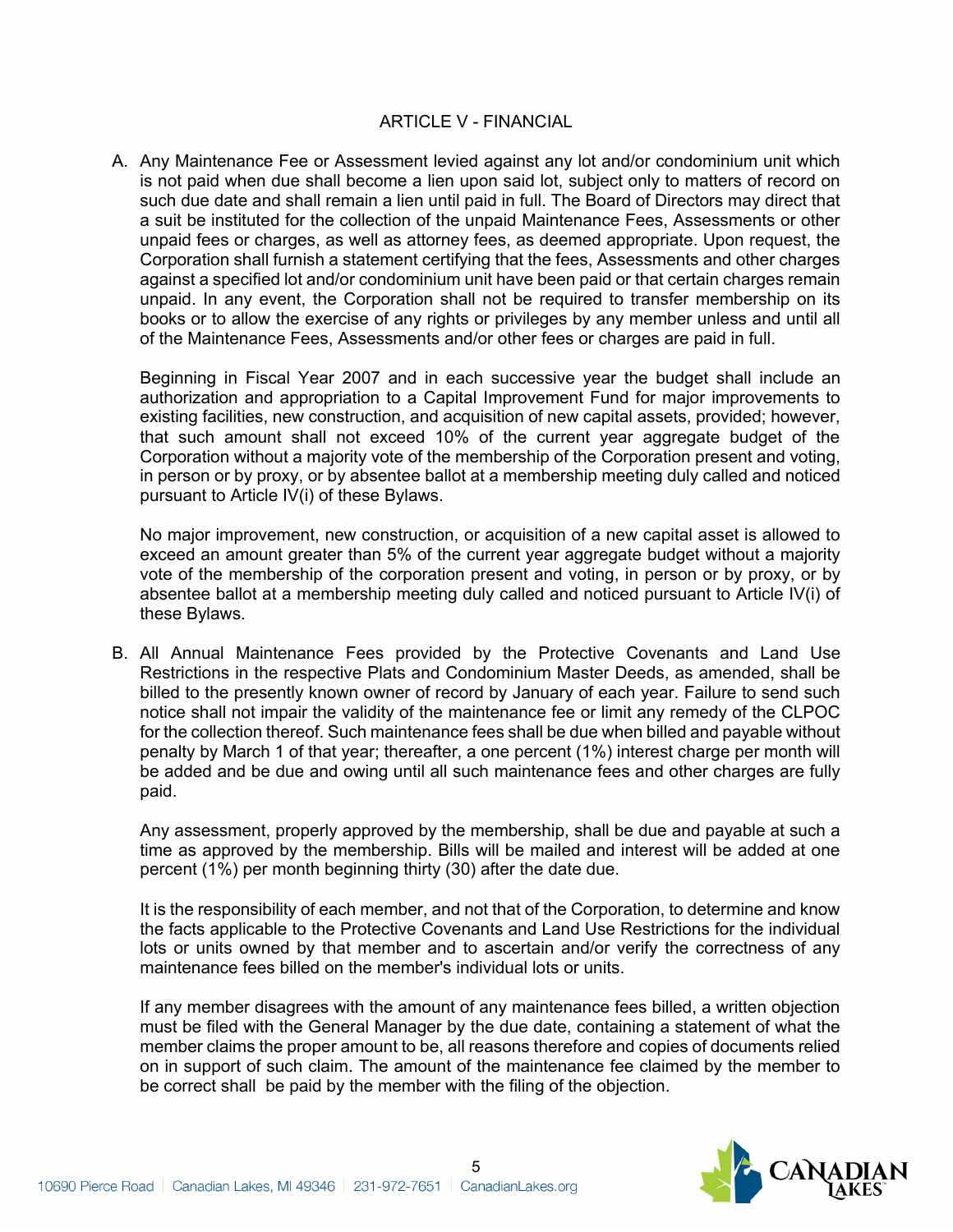## ARTICLE V - FINANCIAL

A. Any Maintenance Fee or Assessment levied against any lot and/or condominium unit which is not paid when due shall become a lien upon said lot, subject only to matters of record on such due date and shall remain a lien until paid in full. The Board of Directors may direct that a suit be instituted for the collection of the unpaid Maintenance Fees, Assessments or other unpaid fees or charges, as well as attorney fees, as deemed appropriate. Upon request, the Corporation shall furnish a statement certifying that the fees, Assessments and other charges against a specified lot and/or condominium unit have been paid or that certain charges remain unpaid. In any event, the Corporation shall not be required to transfer membership on its books or to allow the exercise of any rights or privileges by any member unless and until all of the Maintenance Fees, Assessments and/or other fees or charges are paid in full.

   Beginning in Fiscal Year 2007 and in each successive year the budget shall include an authorization and appropriation to a Capital Improvement Fund for major improvements to existing facilities, new construction, and acquisition of new capital assets, provided; however, that such amount shall not exceed 10% of the current year aggregate budget of the Corporation without a majority vote of the membership of the Corporation present and voting, in person or by proxy, or by absentee ballot at a membership meeting duly called and noticed pursuant to Article IV(i) of these Bylaws.

   No major improvement, new construction, or acquisition of a new capital asset is allowed to exceed an amount greater than 5% of the current year aggregate budget without a majority vote of the membership of the corporation present and voting, in person or by proxy, or by absentee ballot at a membership meeting duly called and noticed pursuant to Article IV(i) of these Bylaws.

B. All Annual Maintenance Fees provided by the Protective Covenants and Land Use Restrictions in the respective Plats and Condominium Master Deeds, as amended, shall be billed to the presently known owner of record by January of each year. Failure to send such notice shall not impair the validity of the maintenance fee or limit any remedy of the CLPOC for the collection thereof. Such maintenance fees shall be due when billed and payable without penalty by March 1 of that year; thereafter, a one percent (1%) interest charge per month will be added and be due and owing until all such maintenance fees and other charges are fully paid.

   Any assessment, properly approved by the membership, shall be due and payable at such a time as approved by the membership. Bills will be mailed and interest will be added at one percent (1%) per month beginning thirty (30) after the date due.

   It is the responsibility of each member, and not that of the Corporation, to determine and know the facts applicable to the Protective Covenants and Land Use Restrictions for the individual lots or units owned by that member and to ascertain and/or verify the correctness of any maintenance fees billed on the member's individual lots or units.

   If any member disagrees with the amount of any maintenance fees billed, a written objection must be filed with the General Manager by the due date, containing a statement of what the member claims the proper amount to be, all reasons therefore and copies of documents relied on in support of such claim. The amount of the maintenance fee claimed by the member to be correct shall be paid by the member with the filing of the objection.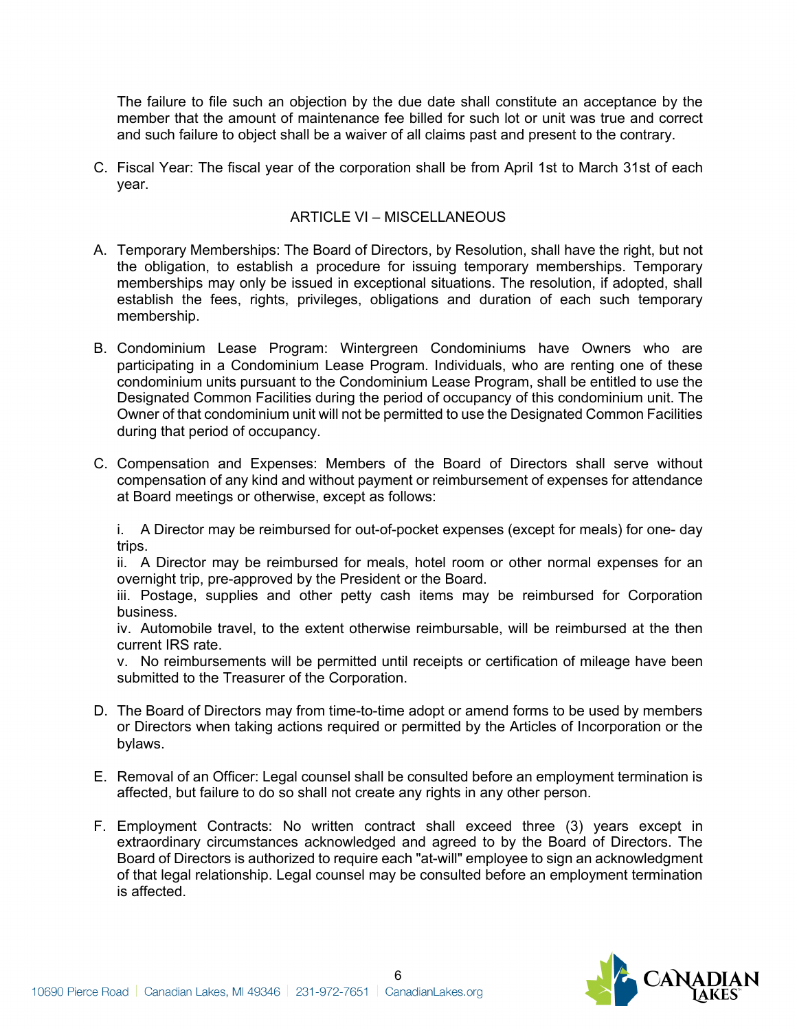The failure to file such an objection by the due date shall constitute an acceptance by the member that the amount of maintenance fee billed for such lot or unit was true and correct and such failure to object shall be a waiver of all claims past and present to the contrary.

C. Fiscal Year: The fiscal year of the corporation shall be from April 1st to March 31st of each year.

## ARTICLE VI – MISCELLANEOUS

A. Temporary Memberships: The Board of Directors, by Resolution, shall have the right, but not the obligation, to establish a procedure for issuing temporary memberships. Temporary memberships may only be issued in exceptional situations. The resolution, if adopted, shall establish the fees, rights, privileges, obligations and duration of each such temporary membership.

B. Condominium Lease Program: Wintergreen Condominiums have Owners who are participating in a Condominium Lease Program. Individuals, who are renting one of these condominium units pursuant to the Condominium Lease Program, shall be entitled to use the Designated Common Facilities during the period of occupancy of this condominium unit. The Owner of that condominium unit will not be permitted to use the Designated Common Facilities during that period of occupancy.

C. Compensation and Expenses: Members of the Board of Directors shall serve without compensation of any kind and without payment or reimbursement of expenses for attendance at Board meetings or otherwise, except as follows:

   i. A Director may be reimbursed for out-of-pocket expenses (except for meals) for one- day trips.
   ii. A Director may be reimbursed for meals, hotel room or other normal expenses for an overnight trip, pre-approved by the President or the Board.
   iii. Postage, supplies and other petty cash items may be reimbursed for Corporation business.
   iv. Automobile travel, to the extent otherwise reimbursable, will be reimbursed at the then current IRS rate.
   v. No reimbursements will be permitted until receipts or certification of mileage have been submitted to the Treasurer of the Corporation.

D. The Board of Directors may from time-to-time adopt or amend forms to be used by members or Directors when taking actions required or permitted by the Articles of Incorporation or the bylaws.

E. Removal of an Officer: Legal counsel shall be consulted before an employment termination is affected, but failure to do so shall not create any rights in any other person.

F. Employment Contracts: No written contract shall exceed three (3) years except in extraordinary circumstances acknowledged and agreed to by the Board of Directors. The Board of Directors is authorized to require each "at-will" employee to sign an acknowledgment of that legal relationship. Legal counsel may be consulted before an employment termination is affected.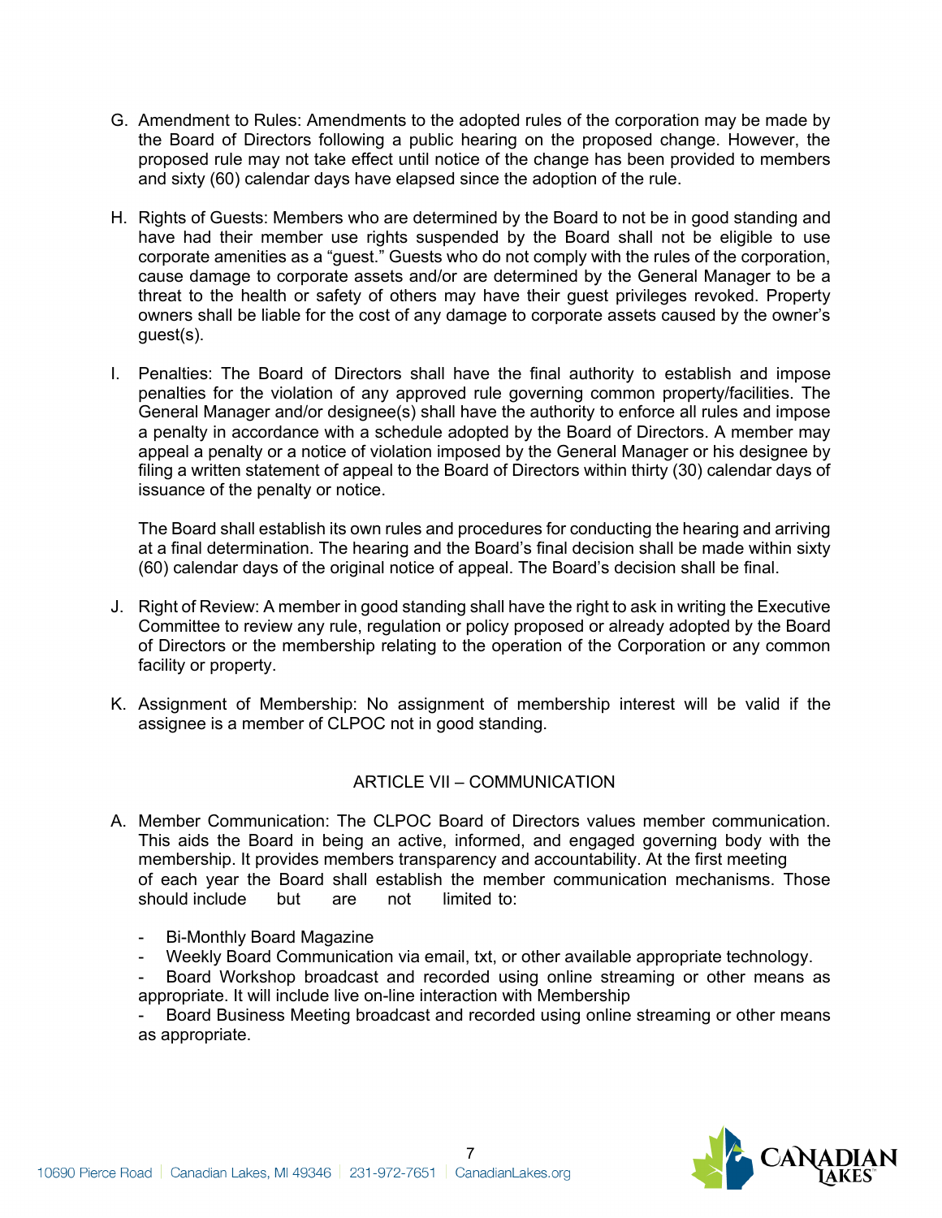G. Amendment to Rules: Amendments to the adopted rules of the corporation may be made by the Board of Directors following a public hearing on the proposed change. However, the proposed rule may not take effect until notice of the change has been provided to members and sixty (60) calendar days have elapsed since the adoption of the rule.

H. Rights of Guests: Members who are determined by the Board to not be in good standing and have had their member use rights suspended by the Board shall not be eligible to use corporate amenities as a "guest." Guests who do not comply with the rules of the corporation, cause damage to corporate assets and/or are determined by the General Manager to be a threat to the health or safety of others may have their guest privileges revoked. Property owners shall be liable for the cost of any damage to corporate assets caused by the owner's guest(s).

I. Penalties: The Board of Directors shall have the final authority to establish and impose penalties for the violation of any approved rule governing common property/facilities. The General Manager and/or designee(s) shall have the authority to enforce all rules and impose a penalty in accordance with a schedule adopted by the Board of Directors. A member may appeal a penalty or a notice of violation imposed by the General Manager or his designee by filing a written statement of appeal to the Board of Directors within thirty (30) calendar days of issuance of the penalty or notice.

   The Board shall establish its own rules and procedures for conducting the hearing and arriving at a final determination. The hearing and the Board's final decision shall be made within sixty (60) calendar days of the original notice of appeal. The Board's decision shall be final.

J. Right of Review: A member in good standing shall have the right to ask in writing the Executive Committee to review any rule, regulation or policy proposed or already adopted by the Board of Directors or the membership relating to the operation of the Corporation or any common facility or property.

K. Assignment of Membership: No assignment of membership interest will be valid if the assignee is a member of CLPOC not in good standing.

## ARTICLE VII – COMMUNICATION

A. Member Communication: The CLPOC Board of Directors values member communication. This aids the Board in being an active, informed, and engaged governing body with the membership. It provides members transparency and accountability. At the first meeting of each year the Board shall establish the member communication mechanisms. Those should include but are not limited to:

   - Bi-Monthly Board Magazine
   - Weekly Board Communication via email, txt, or other available appropriate technology.
   - Board Workshop broadcast and recorded using online streaming or other means as appropriate. It will include live on-line interaction with Membership
   - Board Business Meeting broadcast and recorded using online streaming or other means as appropriate.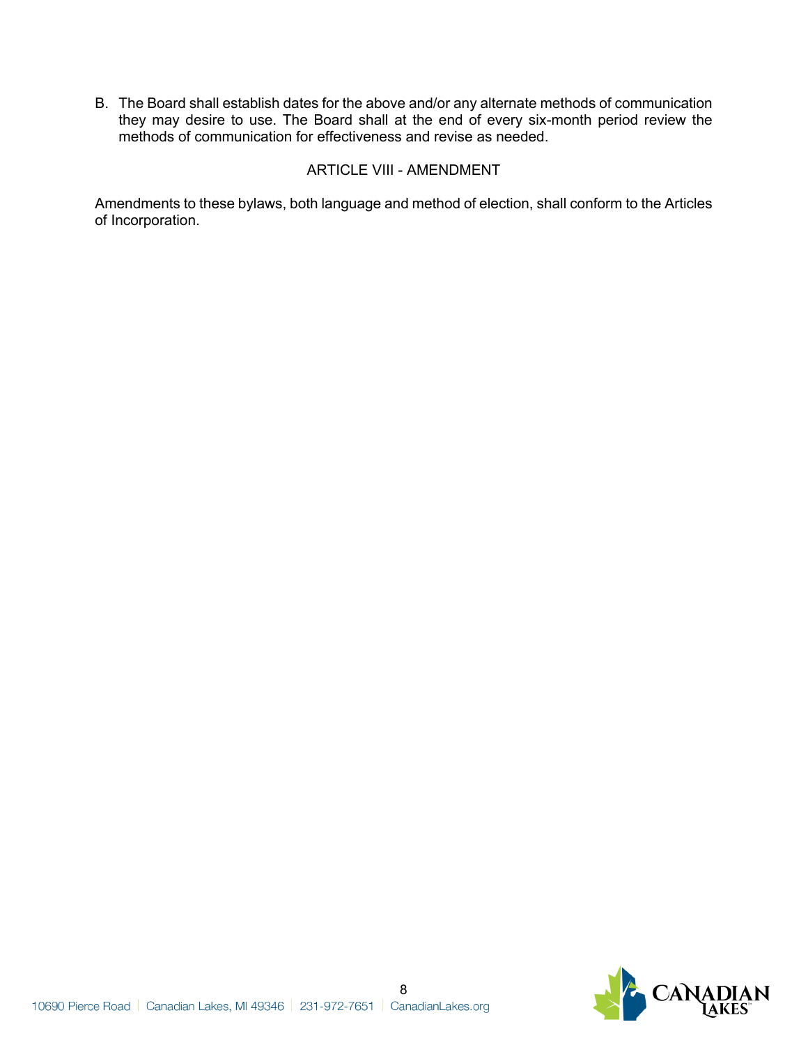B. The Board shall establish dates for the above and/or any alternate methods of communication they may desire to use. The Board shall at the end of every six-month period review the methods of communication for effectiveness and revise as needed.

## ARTICLE VIII - AMENDMENT

Amendments to these bylaws, both language and method of election, shall conform to the Articles of Incorporation.